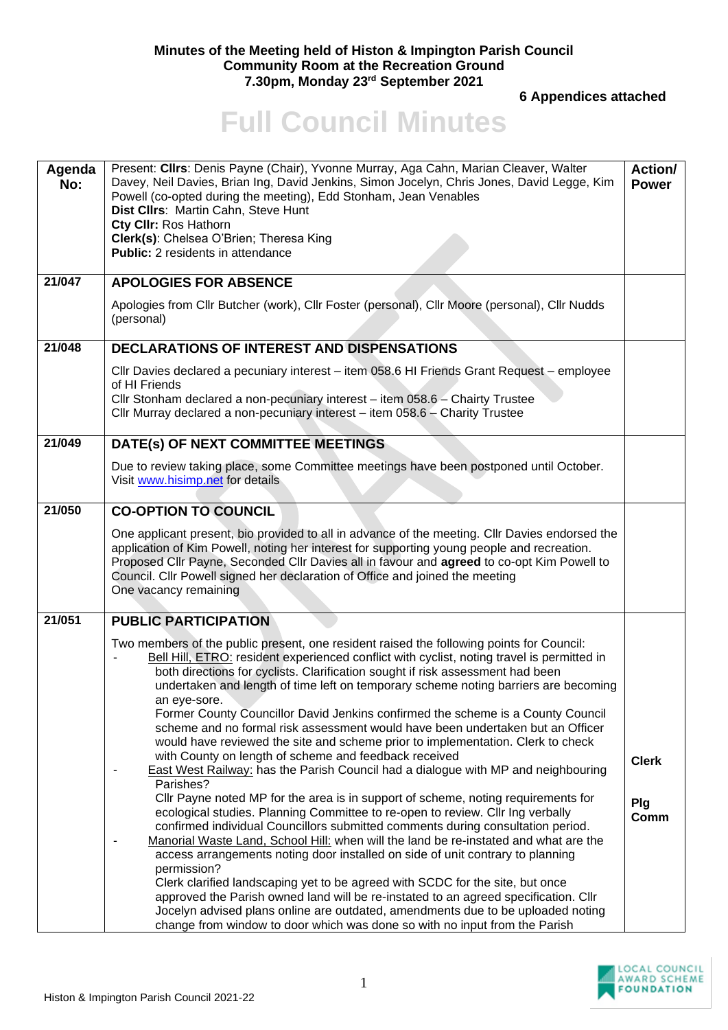**Minutes of the Meeting held of Histon & Impington Parish Council**
**Community Room at the Recreation Ground**
**7.30pm, Monday 23rd September 2021**

**6 Appendices attached**

# Full Council Minutes

| Agenda No: | Present: **Cllrs**: Denis Payne (Chair), Yvonne Murray, Aga Cahn, Marian Cleaver, Walter Davey, Neil Davies, Brian Ing, David Jenkins, Simon Jocelyn, Chris Jones, David Legge, Kim Powell (co-opted during the meeting), Edd Stonham, Jean Venables<br>**Dist Cllrs**: Martin Cahn, Steve Hunt<br>**Cty Cllr:** Ros Hathorn<br>**Clerk(s)**: Chelsea O'Brien; Theresa King<br>**Public:** 2 residents in attendance | Action/ Power |
|---|---|---|
| 21/047 | **APOLOGIES FOR ABSENCE**<br><br>Apologies from Cllr Butcher (work), Cllr Foster (personal), Cllr Moore (personal), Cllr Nudds (personal) | |
| 21/048 | **DECLARATIONS OF INTEREST AND DISPENSATIONS**<br><br>Cllr Davies declared a pecuniary interest – item 058.6 HI Friends Grant Request – employee of HI Friends<br>Cllr Stonham declared a non-pecuniary interest – item 058.6 – Chairty Trustee<br>Cllr Murray declared a non-pecuniary interest – item 058.6 – Charity Trustee | |
| 21/049 | **DATE(s) OF NEXT COMMITTEE MEETINGS**<br><br>Due to review taking place, some Committee meetings have been postponed until October. Visit www.hisimp.net for details | |
| 21/050 | **CO-OPTION TO COUNCIL**<br><br>One applicant present, bio provided to all in advance of the meeting. Cllr Davies endorsed the application of Kim Powell, noting her interest for supporting young people and recreation. Proposed Cllr Payne, Seconded Cllr Davies all in favour and **agreed** to co-opt Kim Powell to Council. Cllr Powell signed her declaration of Office and joined the meeting<br>One vacancy remaining | |
| 21/051 | **PUBLIC PARTICIPATION**<br><br>Two members of the public present, one resident raised the following points for Council:<br>- Bell Hill, ETRO: resident experienced conflict with cyclist, noting travel is permitted in both directions for cyclists. Clarification sought if risk assessment had been undertaken and length of time left on temporary scheme noting barriers are becoming an eye-sore.<br>Former County Councillor David Jenkins confirmed the scheme is a County Council scheme and no formal risk assessment would have been undertaken but an Officer would have reviewed the site and scheme prior to implementation. Clerk to check with County on length of scheme and feedback received<br>- East West Railway: has the Parish Council had a dialogue with MP and neighbouring Parishes?<br>Cllr Payne noted MP for the area is in support of scheme, noting requirements for ecological studies. Planning Committee to re-open to review. Cllr Ing verbally confirmed individual Councillors submitted comments during consultation period.<br>- Manorial Waste Land, School Hill: when will the land be re-instated and what are the access arrangements noting door installed on side of unit contrary to planning permission?<br>Clerk clarified landscaping yet to be agreed with SCDC for the site, but once approved the Parish owned land will be re-instated to an agreed specification. Cllr Jocelyn advised plans online are outdated, amendments due to be uploaded noting change from window to door which was done so with no input from the Parish | **Clerk**<br><br>**Plg Comm** |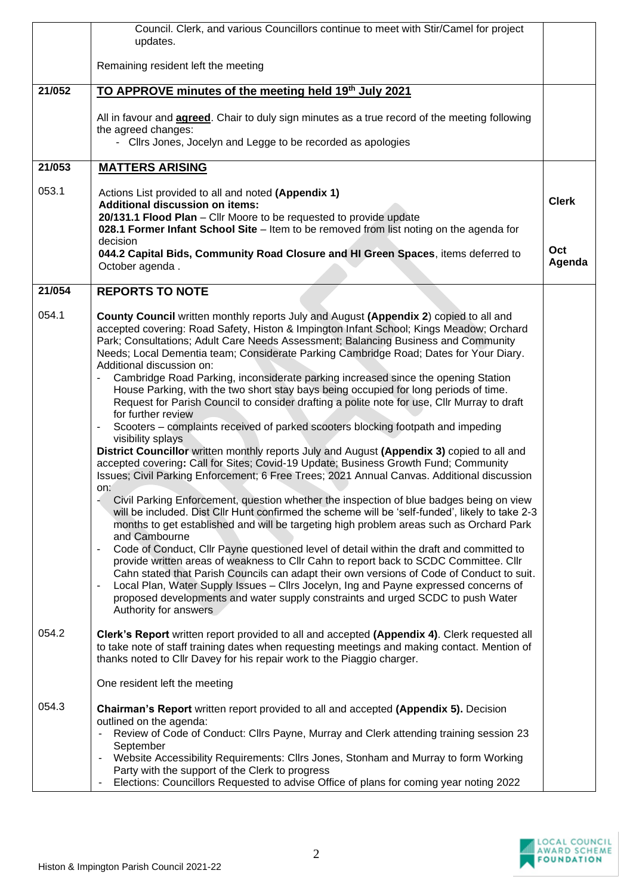| | | |
|---|---|---|
| | Council. Clerk, and various Councillors continue to meet with Stir/Camel for project updates.<br><br>Remaining resident left the meeting | |
| 21/052 | **TO APPROVE minutes of the meeting held 19th July 2021**<br><br>All in favour and **agreed**. Chair to duly sign minutes as a true record of the meeting following the agreed changes:<br>- Cllrs Jones, Jocelyn and Legge to be recorded as apologies | |
| 21/053 | **MATTERS ARISING** | |
| 053.1 | Actions List provided to all and noted **(Appendix 1)**<br>**Additional discussion on items:**<br>**20/131.1 Flood Plan** – Cllr Moore to be requested to provide update<br>**028.1 Former Infant School Site** – Item to be removed from list noting on the agenda for decision<br>**044.2 Capital Bids, Community Road Closure and HI Green Spaces**, items deferred to October agenda . | **Clerk**<br><br>**Oct Agenda** |
| 21/054 | **REPORTS TO NOTE** | |
| 054.1 | **County Council** written monthly reports July and August **(Appendix 2**) copied to all and accepted covering: Road Safety, Histon & Impington Infant School; Kings Meadow; Orchard Park; Consultations; Adult Care Needs Assessment; Balancing Business and Community Needs; Local Dementia team; Considerate Parking Cambridge Road; Dates for Your Diary. Additional discussion on:<br>- Cambridge Road Parking, inconsiderate parking increased since the opening Station House Parking, with the two short stay bays being occupied for long periods of time. Request for Parish Council to consider drafting a polite note for use, Cllr Murray to draft for further review<br>- Scooters – complaints received of parked scooters blocking footpath and impeding visibility splays<br>**District Councillor** written monthly reports July and August **(Appendix 3)** copied to all and accepted covering**:** Call for Sites; Covid-19 Update; Business Growth Fund; Community Issues; Civil Parking Enforcement; 6 Free Trees; 2021 Annual Canvas. Additional discussion on:<br>- Civil Parking Enforcement, question whether the inspection of blue badges being on view will be included. Dist Cllr Hunt confirmed the scheme will be 'self-funded', likely to take 2-3 months to get established and will be targeting high problem areas such as Orchard Park and Cambourne<br>- Code of Conduct, Cllr Payne questioned level of detail within the draft and committed to provide written areas of weakness to Cllr Cahn to report back to SCDC Committee. Cllr Cahn stated that Parish Councils can adapt their own versions of Code of Conduct to suit.<br>- Local Plan, Water Supply Issues – Cllrs Jocelyn, Ing and Payne expressed concerns of proposed developments and water supply constraints and urged SCDC to push Water Authority for answers | |
| 054.2 | **Clerk's Report** written report provided to all and accepted **(Appendix 4)**. Clerk requested all to take note of staff training dates when requesting meetings and making contact. Mention of thanks noted to Cllr Davey for his repair work to the Piaggio charger.<br><br>One resident left the meeting | |
| 054.3 | **Chairman's Report** written report provided to all and accepted **(Appendix 5).** Decision outlined on the agenda:<br>- Review of Code of Conduct: Cllrs Payne, Murray and Clerk attending training session 23 September<br>- Website Accessibility Requirements: Cllrs Jones, Stonham and Murray to form Working Party with the support of the Clerk to progress<br>- Elections: Councillors Requested to advise Office of plans for coming year noting 2022 | |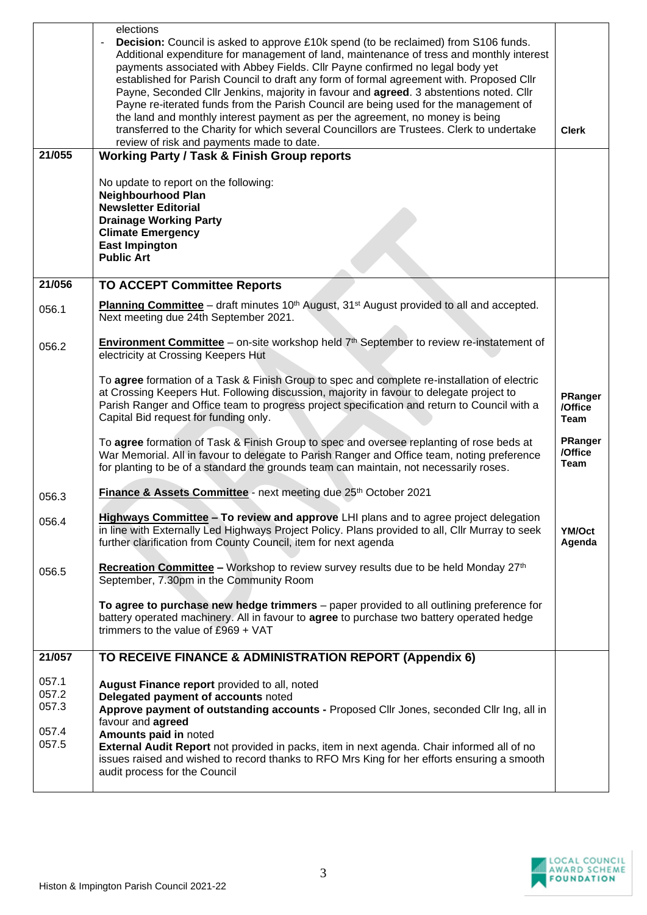| | | |
|---|---|---|
| | elections<br>- **Decision:** Council is asked to approve £10k spend (to be reclaimed) from S106 funds. Additional expenditure for management of land, maintenance of tress and monthly interest payments associated with Abbey Fields. Cllr Payne confirmed no legal body yet established for Parish Council to draft any form of formal agreement with. Proposed Cllr Payne, Seconded Cllr Jenkins, majority in favour and **agreed**. 3 abstentions noted. Cllr Payne re-iterated funds from the Parish Council are being used for the management of the land and monthly interest payment as per the agreement, no money is being transferred to the Charity for which several Councillors are Trustees. Clerk to undertake review of risk and payments made to date. | **Clerk** |
| **21/055** | **Working Party / Task & Finish Group reports**<br><br>No update to report on the following:<br>**Neighbourhood Plan**<br>**Newsletter Editorial**<br>**Drainage Working Party**<br>**Climate Emergency**<br>**East Impington**<br>**Public Art** | |
| **21/056** | **TO ACCEPT Committee Reports** | |
| 056.1 | **Planning Committee** – draft minutes 10th August, 31st August provided to all and accepted. Next meeting due 24th September 2021. | |
| 056.2 | **Environment Committee** – on-site workshop held 7th September to review re-instatement of electricity at Crossing Keepers Hut<br><br>To **agree** formation of a Task & Finish Group to spec and complete re-installation of electric at Crossing Keepers Hut. Following discussion, majority in favour to delegate project to Parish Ranger and Office team to progress project specification and return to Council with a Capital Bid request for funding only.<br><br>To **agree** formation of Task & Finish Group to spec and oversee replanting of rose beds at War Memorial. All in favour to delegate to Parish Ranger and Office team, noting preference for planting to be of a standard the grounds team can maintain, not necessarily roses. | **PRanger /Office Team**<br><br>**PRanger /Office Team** |
| 056.3 | **Finance & Assets Committee** - next meeting due 25th October 2021 | |
| 056.4 | **Highways Committee – To review and approve** LHI plans and to agree project delegation in line with Externally Led Highways Project Policy. Plans provided to all, Cllr Murray to seek further clarification from County Council, item for next agenda | **YM/Oct Agenda** |
| 056.5 | **Recreation Committee –** Workshop to review survey results due to be held Monday 27th September, 7.30pm in the Community Room<br><br>**To agree to purchase new hedge trimmers** – paper provided to all outlining preference for battery operated machinery. All in favour to **agree** to purchase two battery operated hedge trimmers to the value of £969 + VAT | |
| **21/057** | **TO RECEIVE FINANCE & ADMINISTRATION REPORT (Appendix 6)** | |
| 057.1<br>057.2<br>057.3<br><br>057.4<br>057.5 | **August Finance report** provided to all, noted<br>**Delegated payment of accounts** noted<br>**Approve payment of outstanding accounts -** Proposed Cllr Jones, seconded Cllr Ing, all in favour and **agreed**<br>**Amounts paid in** noted<br>**External Audit Report** not provided in packs, item in next agenda. Chair informed all of no issues raised and wished to record thanks to RFO Mrs King for her efforts ensuring a smooth audit process for the Council | |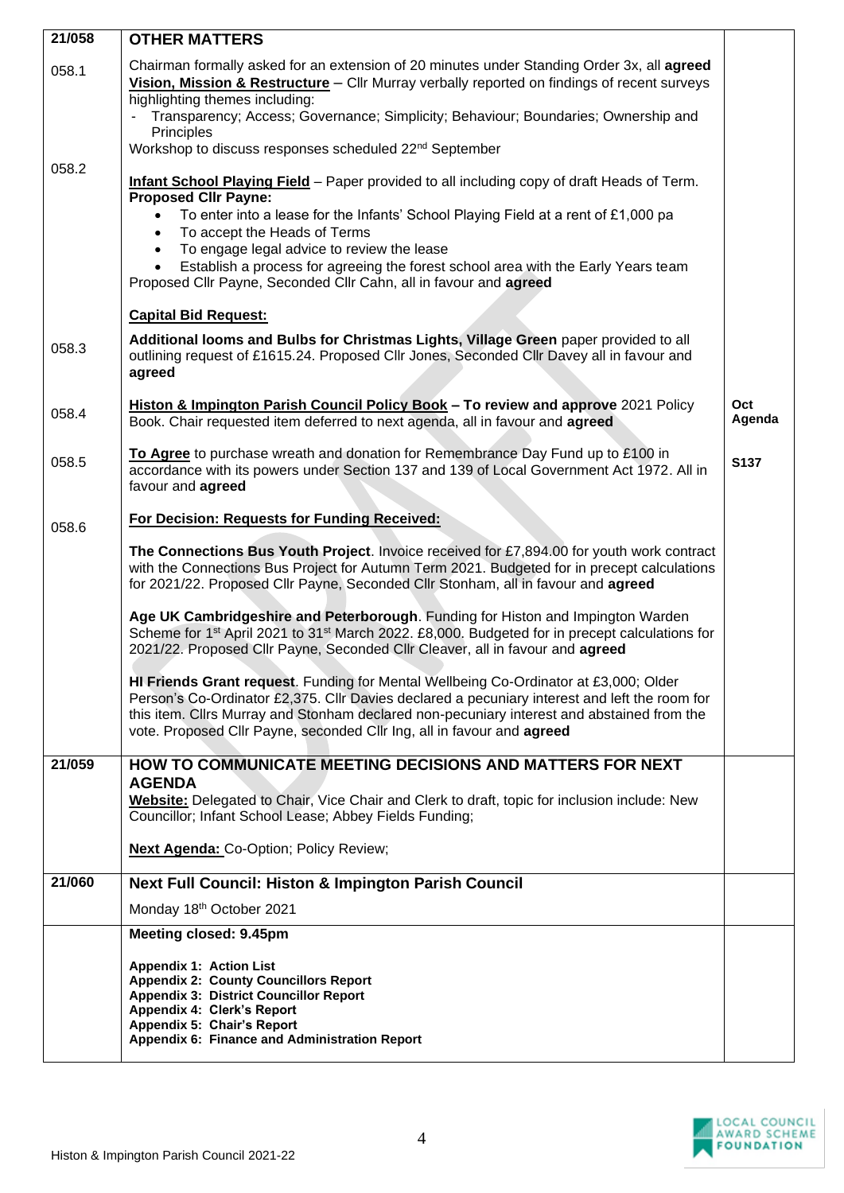| | | |
|---|---|---|
| **21/058** | **OTHER MATTERS** | |
| 058.1 | Chairman formally asked for an extension of 20 minutes under Standing Order 3x, all **agreed**<br>**Vision, Mission & Restructure** – Cllr Murray verbally reported on findings of recent surveys highlighting themes including:<br>- Transparency; Access; Governance; Simplicity; Behaviour; Boundaries; Ownership and Principles<br>Workshop to discuss responses scheduled 22nd September | |
| 058.2 | **Infant School Playing Field** – Paper provided to all including copy of draft Heads of Term.<br>**Proposed Cllr Payne:**<br>• To enter into a lease for the Infants' School Playing Field at a rent of £1,000 pa<br>• To accept the Heads of Terms<br>• To engage legal advice to review the lease<br>• Establish a process for agreeing the forest school area with the Early Years team<br>Proposed Cllr Payne, Seconded Cllr Cahn, all in favour and **agreed**<br><br>**Capital Bid Request:** | |
| 058.3 | **Additional looms and Bulbs for Christmas Lights, Village Green** paper provided to all outlining request of £1615.24. Proposed Cllr Jones, Seconded Cllr Davey all in favour and **agreed** | |
| 058.4 | **Histon & Impington Parish Council Policy Book – To review and approve** 2021 Policy Book. Chair requested item deferred to next agenda, all in favour and **agreed** | **Oct Agenda** |
| 058.5 | **To Agree** to purchase wreath and donation for Remembrance Day Fund up to £100 in accordance with its powers under Section 137 and 139 of Local Government Act 1972. All in favour and **agreed** | **S137** |
| 058.6 | **For Decision: Requests for Funding Received:**<br><br>**The Connections Bus Youth Project**. Invoice received for £7,894.00 for youth work contract with the Connections Bus Project for Autumn Term 2021. Budgeted for in precept calculations for 2021/22. Proposed Cllr Payne, Seconded Cllr Stonham, all in favour and **agreed**<br><br>**Age UK Cambridgeshire and Peterborough**. Funding for Histon and Impington Warden Scheme for 1st April 2021 to 31st March 2022. £8,000. Budgeted for in precept calculations for 2021/22. Proposed Cllr Payne, Seconded Cllr Cleaver, all in favour and **agreed**<br><br>**HI Friends Grant request**. Funding for Mental Wellbeing Co-Ordinator at £3,000; Older Person's Co-Ordinator £2,375. Cllr Davies declared a pecuniary interest and left the room for this item. Cllrs Murray and Stonham declared non-pecuniary interest and abstained from the vote. Proposed Cllr Payne, seconded Cllr Ing, all in favour and **agreed** | |
| **21/059** | **HOW TO COMMUNICATE MEETING DECISIONS AND MATTERS FOR NEXT AGENDA**<br>**Website:** Delegated to Chair, Vice Chair and Clerk to draft, topic for inclusion include: New Councillor; Infant School Lease; Abbey Fields Funding;<br><br>**Next Agenda:** Co-Option; Policy Review; | |
| **21/060** | **Next Full Council: Histon & Impington Parish Council**<br>Monday 18th October 2021 | |
| | **Meeting closed: 9.45pm**<br><br>**Appendix 1: Action List**<br>**Appendix 2: County Councillors Report**<br>**Appendix 3: District Councillor Report**<br>**Appendix 4: Clerk's Report**<br>**Appendix 5: Chair's Report**<br>**Appendix 6: Finance and Administration Report** | |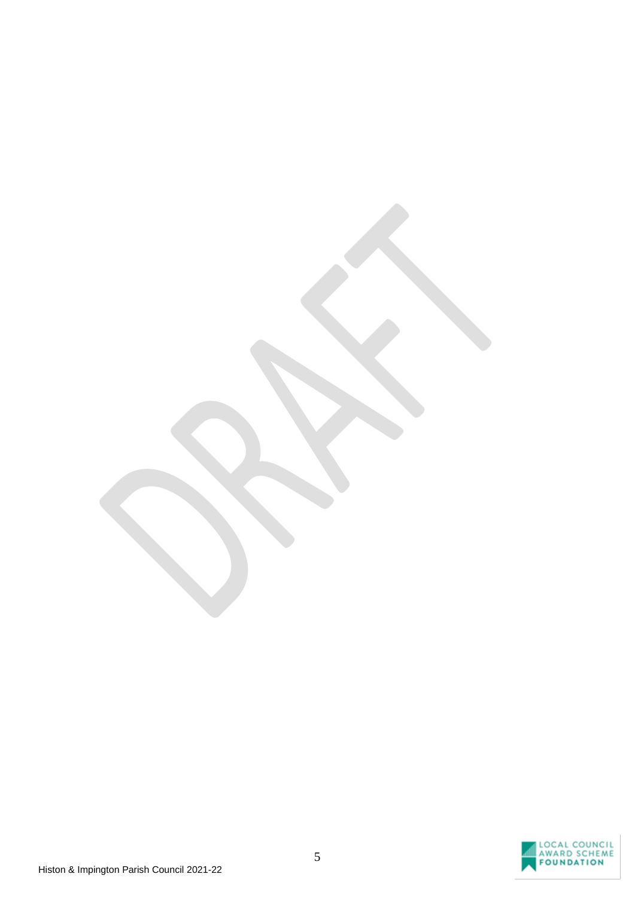DRAFT